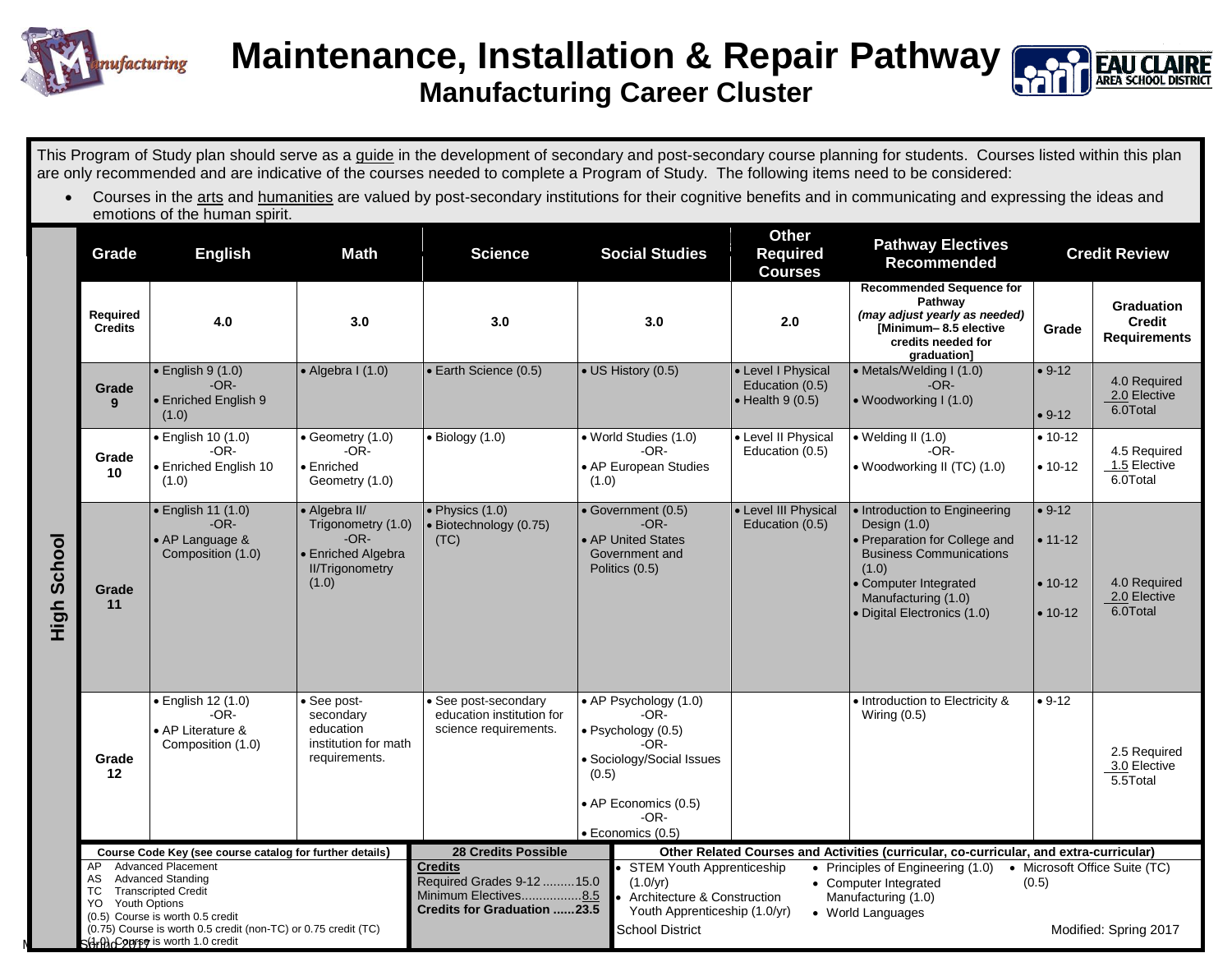# Maintenance, Installation & Repair Pathway

## Manufacturing Career Cluster

This Program of Study plan should serve as a guide in the development of secondary and post-secondary course planning for students. Courses listed within this plan are only recommended and are indicative of the courses needed to complete a Program of Study. The following items need to be considered:

- Courses in the arts and humanities are valued by post-secondary institutions for their cognitive benefits and in communicating and expressing the ideas and emotions of the human spirit.

**High School**

| Grade | English | Math | Science | Social Studies | Other Required Courses | Pathway Electives Recommended | Grade | Credit Review |
|---|---|---|---|---|---|---|---|---|
| Required Credits | 4.0 | 3.0 | 3.0 | 3.0 | 2.0 | Recommended Sequence for Pathway *(may adjust yearly as needed)* [Minimum– 8.5 elective credits needed for graduation] | Grade | Graduation Credit Requirements |
| Grade 9 | • English 9 (1.0) -OR- • Enriched English 9 (1.0) | • Algebra I (1.0) | • Earth Science (0.5) | • US History (0.5) | • Level I Physical Education (0.5) • Health 9 (0.5) | • Metals/Welding I (1.0) -OR- • Woodworking I (1.0) | • 9-12 • 9-12 | 4.0 Required 2.0 Elective 6.0Total |
| Grade 10 | • English 10 (1.0) -OR- • Enriched English 10 (1.0) | • Geometry (1.0) -OR- • Enriched Geometry (1.0) | • Biology (1.0) | • World Studies (1.0) -OR- • AP European Studies (1.0) | • Level II Physical Education (0.5) | • Welding II (1.0) -OR- • Woodworking II (TC) (1.0) | • 10-12 • 10-12 | 4.5 Required 1.5 Elective 6.0Total |
| Grade 11 | • English 11 (1.0) -OR- • AP Language & Composition (1.0) | • Algebra II/ Trigonometry (1.0) -OR- • Enriched Algebra II/Trigonometry (1.0) | • Physics (1.0) • Biotechnology (0.75) (TC) | • Government (0.5) -OR- • AP United States Government and Politics (0.5) | • Level III Physical Education (0.5) | • Introduction to Engineering Design (1.0) • Preparation for College and Business Communications (1.0) • Computer Integrated Manufacturing (1.0) • Digital Electronics (1.0) | • 9-12 • 11-12 • 10-12 • 10-12 | 4.0 Required 2.0 Elective 6.0Total |
| Grade 12 | • English 12 (1.0) -OR- • AP Literature & Composition (1.0) | • See post-secondary education institution for math requirements. | • See post-secondary education institution for science requirements. | • AP Psychology (1.0) -OR- • Psychology (0.5) -OR- • Sociology/Social Issues (0.5) • AP Economics (0.5) -OR- • Economics (0.5) | | • Introduction to Electricity & Wiring (0.5) | • 9-12 | 2.5 Required 3.0 Elective 5.5Total |

**Course Code Key (see course catalog for further details)**

- AP Advanced Placement
- AS Advanced Standing
- TC Transcripted Credit
- YO Youth Options
- (0.5) Course is worth 0.5 credit
- (0.75) Course is worth 0.5 credit (non-TC) or 0.75 credit (TC)
- (1.0) Course is worth 1.0 credit

**28 Credits Possible**

**Credits**

Required Grades 9-12 .........15.0
Minimum Electives.................8.5
**Credits for Graduation ......23.5**

**Other Related Courses and Activities (curricular, co-curricular, and extra-curricular)**

- STEM Youth Apprenticeship (1.0/yr)
- Architecture & Construction Youth Apprenticeship (1.0/yr)
- Principles of Engineering (1.0)
- Computer Integrated Manufacturing (1.0)
- World Languages
- Microsoft Office Suite (TC) (0.5)

School District

Modified: Spring 2017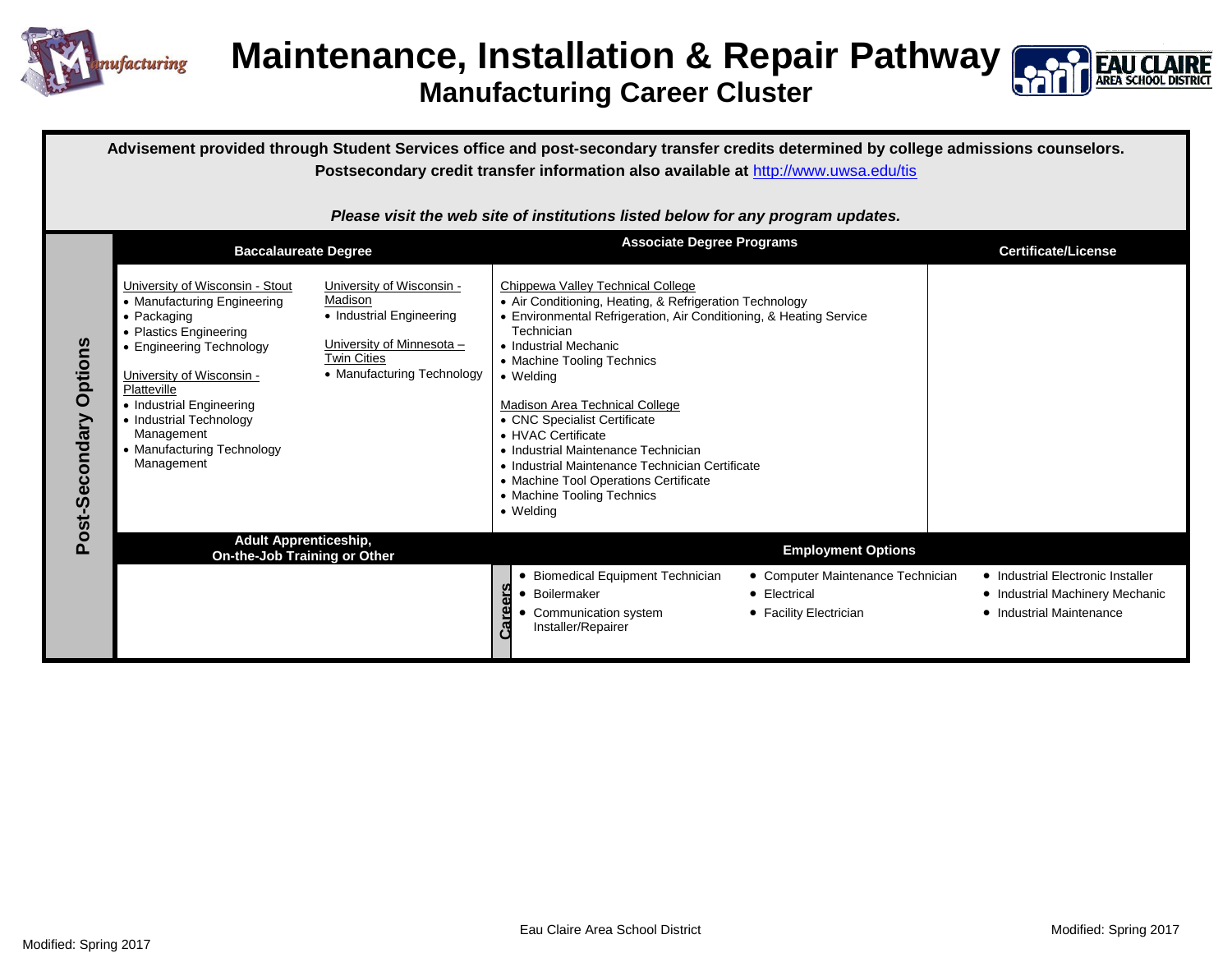# Maintenance, Installation & Repair Pathway

## Manufacturing Career Cluster

**Advisement provided through Student Services office and post-secondary transfer credits determined by college admissions counselors.**
**Postsecondary credit transfer information also available at** http://www.uwsa.edu/tis

***Please visit the web site of institutions listed below for any program updates.***

### Post-Secondary Options

| Baccalaureate Degree | Associate Degree Programs | Certificate/License |
|---|---|---|
| University of Wisconsin - Stout<br>• Manufacturing Engineering<br>• Packaging<br>• Plastics Engineering<br>• Engineering Technology<br><br>University of Wisconsin - Platteville<br>• Industrial Engineering<br>• Industrial Technology Management<br>• Manufacturing Technology Management<br><br>University of Wisconsin - Madison<br>• Industrial Engineering<br><br>University of Minnesota – Twin Cities<br>• Manufacturing Technology | Chippewa Valley Technical College<br>• Air Conditioning, Heating, & Refrigeration Technology<br>• Environmental Refrigeration, Air Conditioning, & Heating Service Technician<br>• Industrial Mechanic<br>• Machine Tooling Technics<br>• Welding<br><br>Madison Area Technical College<br>• CNC Specialist Certificate<br>• HVAC Certificate<br>• Industrial Maintenance Technician<br>• Industrial Maintenance Technician Certificate<br>• Machine Tool Operations Certificate<br>• Machine Tooling Technics<br>• Welding | |

| Adult Apprenticeship, On-the-Job Training or Other | Employment Options | | |
|---|---|---|---|
| | **Careers**<br>• Biomedical Equipment Technician<br>• Boilermaker<br>• Communication system Installer/Repairer | • Computer Maintenance Technician<br>• Electrical<br>• Facility Electrician | • Industrial Electronic Installer<br>• Industrial Machinery Mechanic<br>• Industrial Maintenance |

Eau Claire Area School District

Modified: Spring 2017